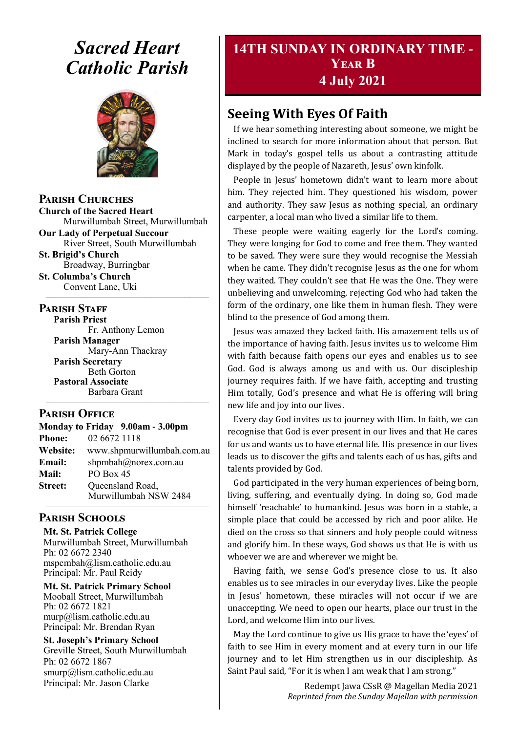# *Sacred Heart Catholic Parish*

## Parish Churches

**Church of the Sacred Heart**
Murwillumbah Street, Murwillumbah

**Our Lady of Perpetual Succour**
River Street, South Murwillumbah

**St. Brigid's Church**
Broadway, Burringbar

**St. Columba's Church**
Convent Lane, Uki

## Parish Staff

**Parish Priest**
Fr. Anthony Lemon

**Parish Manager**
Mary-Ann Thackray

**Parish Secretary**
Beth Gorton

**Pastoral Associate**
Barbara Grant

## Parish Office

**Monday to Friday 9.00am - 3.00pm**

**Phone:** 02 6672 1118
**Website:** www.shpmurwillumbah.com.au
**Email:** shpmbah@norex.com.au
**Mail:** PO Box 45
**Street:** Queensland Road, Murwillumbah NSW 2484

## Parish Schools

**Mt. St. Patrick College**
Murwillumbah Street, Murwillumbah
Ph: 02 6672 2340
mspcmbah@lism.catholic.edu.au
Principal: Mr. Paul Reidy

**Mt. St. Patrick Primary School**
Mooball Street, Murwillumbah
Ph: 02 6672 1821
murp@lism.catholic.edu.au
Principal: Mr. Brendan Ryan

**St. Joseph's Primary School**
Greville Street, South Murwillumbah
Ph: 02 6672 1867
smurp@lism.catholic.edu.au
Principal: Mr. Jason Clarke

# 14th Sunday in Ordinary Time - Year B
# 4 July 2021

## Seeing With Eyes Of Faith

If we hear something interesting about someone, we might be inclined to search for more information about that person. But Mark in today's gospel tells us about a contrasting attitude displayed by the people of Nazareth, Jesus' own kinfolk.

People in Jesus' hometown didn't want to learn more about him. They rejected him. They questioned his wisdom, power and authority. They saw Jesus as nothing special, an ordinary carpenter, a local man who lived a similar life to them.

These people were waiting eagerly for the Lord's coming. They were longing for God to come and free them. They wanted to be saved. They were sure they would recognise the Messiah when he came. They didn't recognise Jesus as the one for whom they waited. They couldn't see that He was the One. They were unbelieving and unwelcoming, rejecting God who had taken the form of the ordinary, one like them in human flesh. They were blind to the presence of God among them.

Jesus was amazed they lacked faith. His amazement tells us of the importance of having faith. Jesus invites us to welcome Him with faith because faith opens our eyes and enables us to see God. God is always among us and with us. Our discipleship journey requires faith. If we have faith, accepting and trusting Him totally, God's presence and what He is offering will bring new life and joy into our lives.

Every day God invites us to journey with Him. In faith, we can recognise that God is ever present in our lives and that He cares for us and wants us to have eternal life. His presence in our lives leads us to discover the gifts and talents each of us has, gifts and talents provided by God.

God participated in the very human experiences of being born, living, suffering, and eventually dying. In doing so, God made himself 'reachable' to humankind. Jesus was born in a stable, a simple place that could be accessed by rich and poor alike. He died on the cross so that sinners and holy people could witness and glorify him. In these ways, God shows us that He is with us whoever we are and wherever we might be.

Having faith, we sense God's presence close to us. It also enables us to see miracles in our everyday lives. Like the people in Jesus' hometown, these miracles will not occur if we are unaccepting. We need to open our hearts, place our trust in the Lord, and welcome Him into our lives.

May the Lord continue to give us His grace to have the 'eyes' of faith to see Him in every moment and at every turn in our life journey and to let Him strengthen us in our discipleship. As Saint Paul said, "For it is when I am weak that I am strong."

Redempt Jawa CSsR @ Magellan Media 2021
*Reprinted from the Sunday Majellan with permission*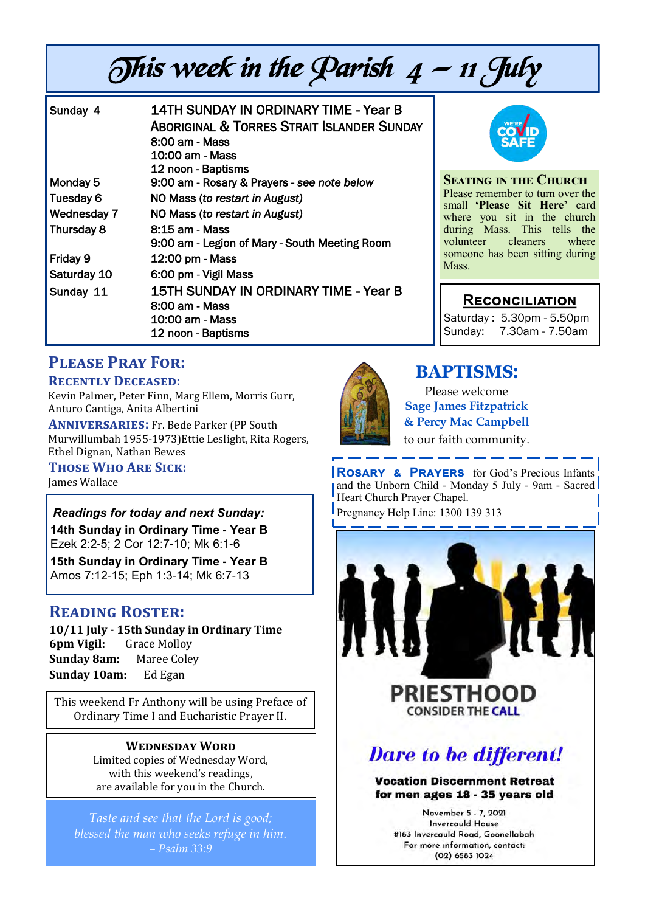# This week in the Parish 4 – 11 July

| | |
|---|---|
| Sunday 4 | 14TH SUNDAY IN ORDINARY TIME - Year B<br>ABORIGINAL & TORRES STRAIT ISLANDER SUNDAY<br>8:00 am - Mass<br>10:00 am - Mass<br>12 noon - Baptisms |
| Monday 5 | 9:00 am - Rosary & Prayers - *see note below* |
| Tuesday 6 | NO Mass (*to restart in August)* |
| Wednesday 7 | NO Mass (*to restart in August)* |
| Thursday 8 | 8:15 am - Mass<br>9:00 am - Legion of Mary - South Meeting Room |
| Friday 9 | 12:00 pm - Mass |
| Saturday 10 | 6:00 pm - Vigil Mass |
| Sunday 11 | 15TH SUNDAY IN ORDINARY TIME - Year B<br>8:00 am - Mass<br>10:00 am - Mass<br>12 noon - Baptisms |

WE'RE COVID SAFE

**SEATING IN THE CHURCH**

Please remember to turn over the small **'Please Sit Here'** card where you sit in the church during Mass. This tells the volunteer cleaners where someone has been sitting during Mass.

## RECONCILIATION

Saturday : 5.30pm - 5.50pm
Sunday: 7.30am - 7.50am

## PLEASE PRAY FOR:

**RECENTLY DECEASED:**
Kevin Palmer, Peter Finn, Marg Ellem, Morris Gurr, Anturo Cantiga, Anita Albertini

**ANNIVERSARIES:** Fr. Bede Parker (PP South Murwillumbah 1955-1973)Ettie Leslight, Rita Rogers, Ethel Dignan, Nathan Bewes

**THOSE WHO ARE SICK:**
James Wallace

***Readings for today and next Sunday:***

**14th Sunday in Ordinary Time - Year B**
Ezek 2:2-5; 2 Cor 12:7-10; Mk 6:1-6

**15th Sunday in Ordinary Time - Year B**
Amos 7:12-15; Eph 1:3-14; Mk 6:7-13

## READING ROSTER:

**10/11 July - 15th Sunday in Ordinary Time**
**6pm Vigil:** Grace Molloy
**Sunday 8am:** Maree Coley
**Sunday 10am:** Ed Egan

This weekend Fr Anthony will be using Preface of Ordinary Time I and Eucharistic Prayer II.

**WEDNESDAY WORD**

Limited copies of Wednesday Word, with this weekend's readings, are available for you in the Church.

*Taste and see that the Lord is good; blessed the man who seeks refuge in him. – Psalm 33:9*

## BAPTISMS:

Please welcome
**Sage James Fitzpatrick**
**& Percy Mac Campbell**
to our faith community.

**ROSARY & PRAYERS** for God's Precious Infants and the Unborn Child - Monday 5 July - 9am - Sacred Heart Church Prayer Chapel.
Pregnancy Help Line: 1300 139 313

**PRIESTHOOD**
CONSIDER THE CALL

***Dare to be different!***

**Vocation Discernment Retreat for men ages 18 - 35 years old**

November 5 - 7, 2021
Invercauld House
#163 Invercauld Road, Goonellabah
For more information, contact:
(02) 6583 1024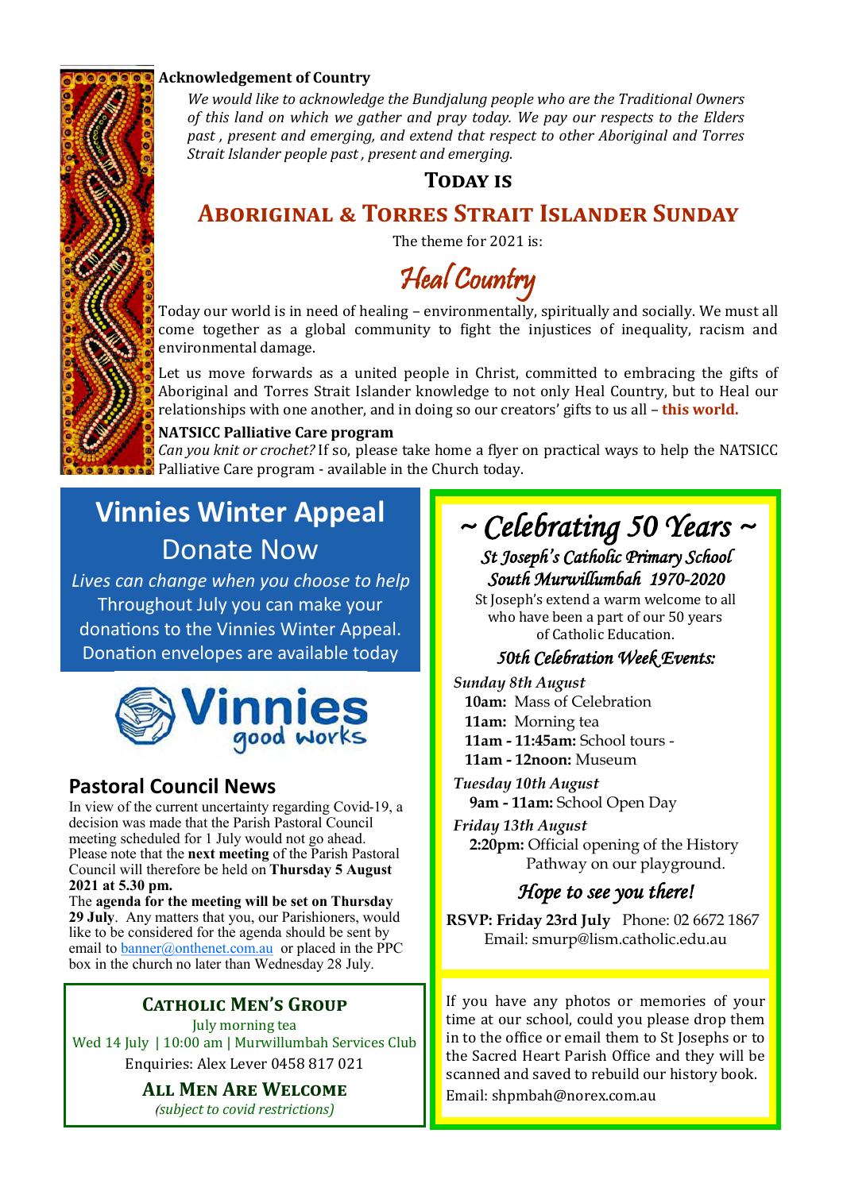**Acknowledgement of Country**

*We would like to acknowledge the Bundjalung people who are the Traditional Owners of this land on which we gather and pray today. We pay our respects to the Elders past , present and emerging, and extend that respect to other Aboriginal and Torres Strait Islander people past , present and emerging.*

## Today is

## Aboriginal & Torres Strait Islander Sunday

The theme for 2021 is:

### *Heal Country*

Today our world is in need of healing – environmentally, spiritually and socially. We must all come together as a global community to fight the injustices of inequality, racism and environmental damage.

Let us move forwards as a united people in Christ, committed to embracing the gifts of Aboriginal and Torres Strait Islander knowledge to not only Heal Country, but to Heal our relationships with one another, and in doing so our creators' gifts to us all – **this world.**

**NATSICC Palliative Care program**

*Can you knit or crochet?* If so, please take home a flyer on practical ways to help the NATSICC Palliative Care program - available in the Church today.

## Vinnies Winter Appeal

### Donate Now

*Lives can change when you choose to help*

Throughout July you can make your donations to the Vinnies Winter Appeal. Donation envelopes are available today

Vinnies good works

## Pastoral Council News

In view of the current uncertainty regarding Covid-19, a decision was made that the Parish Pastoral Council meeting scheduled for 1 July would not go ahead. Please note that the **next meeting** of the Parish Pastoral Council will therefore be held on **Thursday 5 August 2021 at 5.30 pm.**

The **agenda for the meeting will be set on Thursday 29 July**. Any matters that you, our Parishioners, would like to be considered for the agenda should be sent by email to banner@onthenet.com.au or placed in the PPC box in the church no later than Wednesday 28 July.

### Catholic Men's Group

July morning tea

Wed 14 July | 10:00 am | Murwillumbah Services Club

Enquiries: Alex Lever 0458 817 021

**All Men Are Welcome**

*(subject to covid restrictions)*

## *~ Celebrating 50 Years ~*

### *St Joseph's Catholic Primary School South Murwillumbah 1970-2020*

St Joseph's extend a warm welcome to all who have been a part of our 50 years of Catholic Education.

### *50th Celebration Week Events:*

*Sunday 8th August*

- **10am:** Mass of Celebration
- **11am:** Morning tea
- **11am - 11:45am:** School tours -
- **11am - 12noon:** Museum

*Tuesday 10th August*

- **9am - 11am:** School Open Day

*Friday 13th August*

- **2:20pm:** Official opening of the History Pathway on our playground.

*Hope to see you there!*

**RSVP: Friday 23rd July** Phone: 02 6672 1867
Email: smurp@lism.catholic.edu.au

If you have any photos or memories of your time at our school, could you please drop them in to the office or email them to St Josephs or to the Sacred Heart Parish Office and they will be scanned and saved to rebuild our history book.

Email: shpmbah@norex.com.au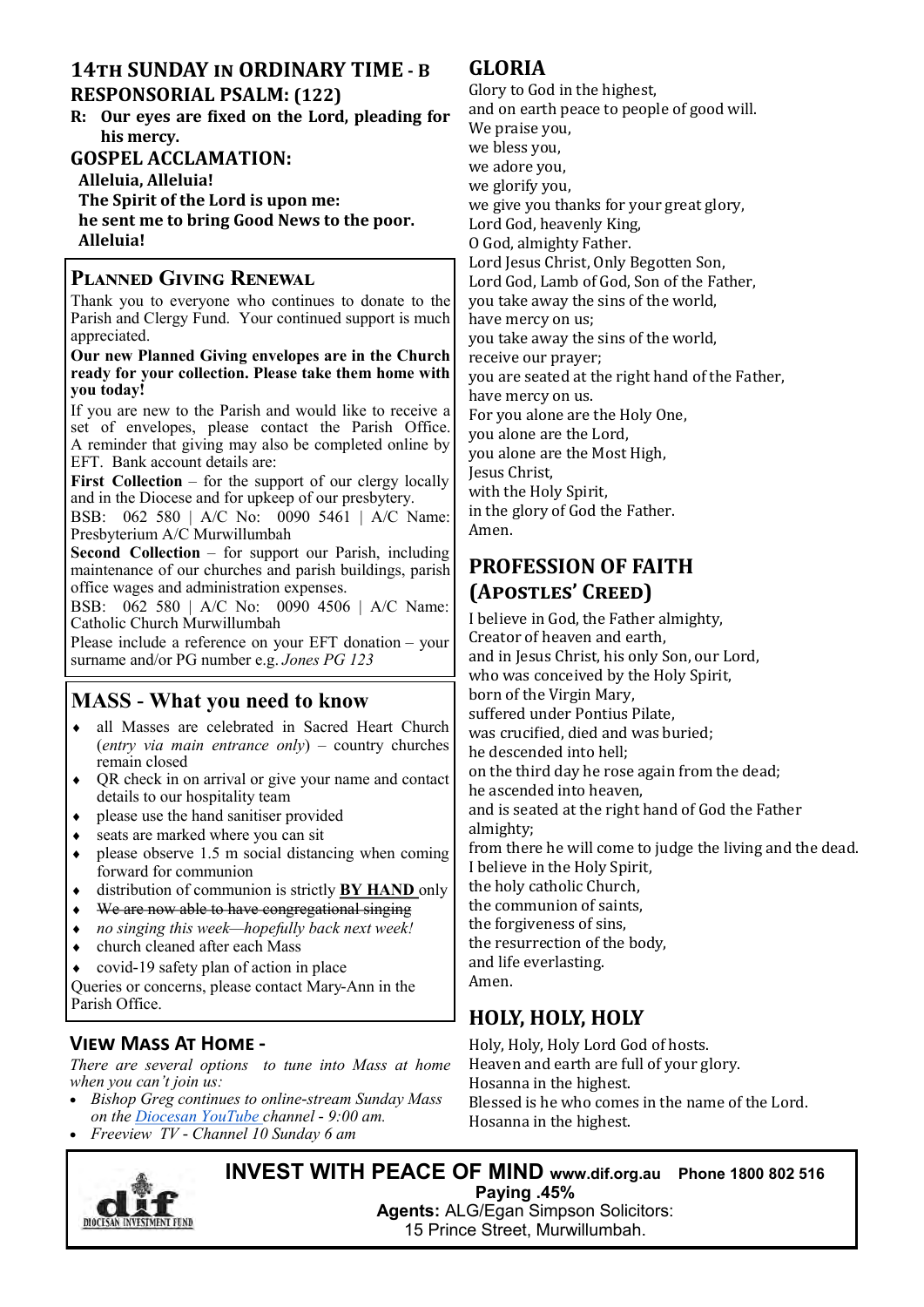## 14TH SUNDAY IN ORDINARY TIME - B

### RESPONSORIAL PSALM: (122)

**R: Our eyes are fixed on the Lord, pleading for his mercy.**

### GOSPEL ACCLAMATION:

**Alleluia, Alleluia!**
**The Spirit of the Lord is upon me:**
**he sent me to bring Good News to the poor.**
**Alleluia!**

### PLANNED GIVING RENEWAL

Thank you to everyone who continues to donate to the Parish and Clergy Fund. Your continued support is much appreciated.

**Our new Planned Giving envelopes are in the Church ready for your collection. Please take them home with you today!**

If you are new to the Parish and would like to receive a set of envelopes, please contact the Parish Office. A reminder that giving may also be completed online by EFT. Bank account details are:

**First Collection** – for the support of our clergy locally and in the Diocese and for upkeep of our presbytery.
BSB: 062 580 | A/C No: 0090 5461 | A/C Name: Presbyterium A/C Murwillumbah

**Second Collection** – for support our Parish, including maintenance of our churches and parish buildings, parish office wages and administration expenses.
BSB: 062 580 | A/C No: 0090 4506 | A/C Name: Catholic Church Murwillumbah

Please include a reference on your EFT donation – your surname and/or PG number e.g. *Jones PG 123*

### MASS - What you need to know

- all Masses are celebrated in Sacred Heart Church (*entry via main entrance only*) – country churches remain closed
- QR check in on arrival or give your name and contact details to our hospitality team
- please use the hand sanitiser provided
- seats are marked where you can sit
- please observe 1.5 m social distancing when coming forward for communion
- distribution of communion is strictly **BY HAND** only
- ~~We are now able to have congregational singing~~
- *no singing this week—hopefully back next week!*
- church cleaned after each Mass
- covid-19 safety plan of action in place

Queries or concerns, please contact Mary-Ann in the Parish Office.

### VIEW MASS AT HOME -

*There are several options to tune into Mass at home when you can't join us:*

- *Bishop Greg continues to online-stream Sunday Mass on the Diocesan YouTube channel - 9:00 am.*
- *Freeview TV - Channel 10 Sunday 6 am*

## GLORIA

Glory to God in the highest,
and on earth peace to people of good will.
We praise you,
we bless you,
we adore you,
we glorify you,
we give you thanks for your great glory,
Lord God, heavenly King,
O God, almighty Father.
Lord Jesus Christ, Only Begotten Son,
Lord God, Lamb of God, Son of the Father,
you take away the sins of the world,
have mercy on us;
you take away the sins of the world,
receive our prayer;
you are seated at the right hand of the Father,
have mercy on us.
For you alone are the Holy One,
you alone are the Lord,
you alone are the Most High,
Jesus Christ,
with the Holy Spirit,
in the glory of God the Father.
Amen.

## PROFESSION OF FAITH (APOSTLES' CREED)

I believe in God, the Father almighty,
Creator of heaven and earth,
and in Jesus Christ, his only Son, our Lord,
who was conceived by the Holy Spirit,
born of the Virgin Mary,
suffered under Pontius Pilate,
was crucified, died and was buried;
he descended into hell;
on the third day he rose again from the dead;
he ascended into heaven,
and is seated at the right hand of God the Father almighty;
from there he will come to judge the living and the dead.
I believe in the Holy Spirit,
the holy catholic Church,
the communion of saints,
the forgiveness of sins,
the resurrection of the body,
and life everlasting.
Amen.

## HOLY, HOLY, HOLY

Holy, Holy, Holy Lord God of hosts.
Heaven and earth are full of your glory.
Hosanna in the highest.
Blessed is he who comes in the name of the Lord.
Hosanna in the highest.

---

DIF DIOCESAN INVESTMENT FUND

**INVEST WITH PEACE OF MIND www.dif.org.au Phone 1800 802 516**
**Paying .45%**
**Agents:** ALG/Egan Simpson Solicitors:
15 Prince Street, Murwillumbah.